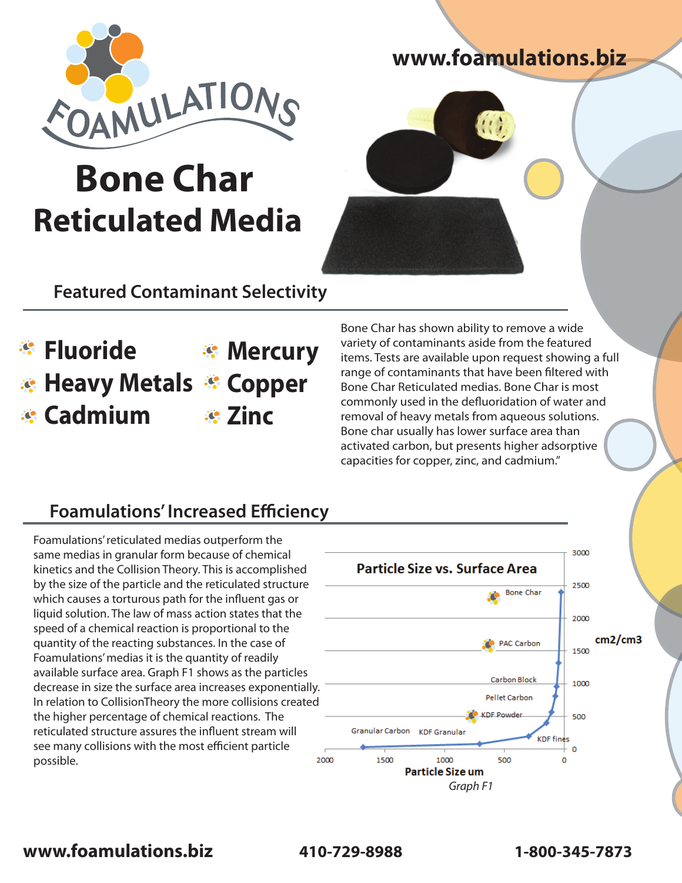www.foamulations.biz

# Bone Char Reticulated Media

## Featured Contaminant Selectivity

- **Fluoride**
- **Heavy Metals**
- **Cadmium**
- **Mercury**
- **Copper**
- **Zinc**

Bone Char has shown ability to remove a wide variety of contaminants aside from the featured items. Tests are available upon request showing a full range of contaminants that have been filtered with Bone Char Reticulated medias. Bone Char is most commonly used in the defluoridation of water and removal of heavy metals from aqueous solutions. Bone char usually has lower surface area than activated carbon, but presents higher adsorptive capacities for copper, zinc, and cadmium."

## Foamulations' Increased Efficiency

Foamulations' reticulated medias outperform the same medias in granular form because of chemical kinetics and the Collision Theory. This is accomplished by the size of the particle and the reticulated structure which causes a torturous path for the influent gas or liquid solution. The law of mass action states that the speed of a chemical reaction is proportional to the quantity of the reacting substances. In the case of Foamulations' medias it is the quantity of readily available surface area. Graph F1 shows as the particles decrease in size the surface area increases exponentially. In relation to CollisionTheory the more collisions created the higher percentage of chemical reactions. The reticulated structure assures the influent stream will see many collisions with the most efficient particle possible.

**Particle Size vs. Surface Area**

(Chart: y-axis cm2/cm3, 0–3000; x-axis Particle Size um, 2000–0. Labeled points: Granular Carbon, KDF Granular, KDF fines, KDF Powder, Pellet Carbon, Carbon Block, PAC Carbon, Bone Char.)

*Graph F1*

**www.foamulations.biz** **410-729-8988** **1-800-345-7873**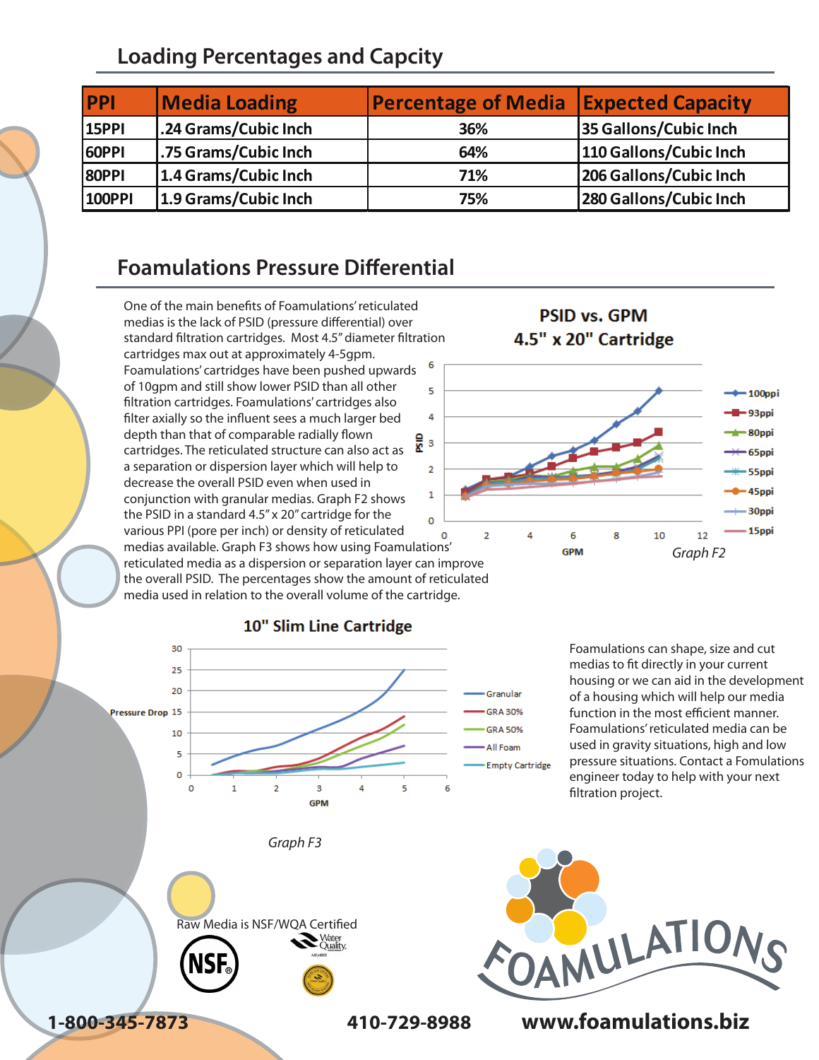## Loading Percentages and Capcity

| PPI | Media Loading | Percentage of Media | Expected Capacity |
|---|---|---|---|
| 15PPI | .24 Grams/Cubic Inch | 36% | 35 Gallons/Cubic Inch |
| 60PPI | .75 Grams/Cubic Inch | 64% | 110 Gallons/Cubic Inch |
| 80PPI | 1.4 Grams/Cubic Inch | 71% | 206 Gallons/Cubic Inch |
| 100PPI | 1.9 Grams/Cubic Inch | 75% | 280 Gallons/Cubic Inch |

## Foamulations Pressure Differential

One of the main benefits of Foamulations' reticulated medias is the lack of PSID (pressure differential) over standard filtration cartridges. Most 4.5" diameter filtration cartridges max out at approximately 4-5gpm. Foamulations' cartridges have been pushed upwards of 10gpm and still show lower PSID than all other filtration cartridges. Foamulations' cartridges also filter axially so the influent sees a much larger bed depth than that of comparable radially flown cartridges. The reticulated structure can also act as a separation or dispersion layer which will help to decrease the overall PSID even when used in conjunction with granular medias. Graph F2 shows the PSID in a standard 4.5" x 20" cartridge for the various PPI (pore per inch) or density of reticulated medias available. Graph F3 shows how using Foamulations' reticulated media as a dispersion or separation layer can improve the overall PSID. The percentages show the amount of reticulated media used in relation to the overall volume of the cartridge.

PSID vs. GPM
4.5" x 20" Cartridge

PSID
0
1
2
3
4
5
6

GPM
0 2 4 6 8 10 12

100ppi
93ppi
80ppi
65ppi
55ppi
45ppi
30ppi
15ppi

*Graph F2*

10" Slim Line Cartridge

Pressure Drop
0
5
10
15
20
25
30

GPM
0 1 2 3 4 5 6

Granular
GRA 30%
GRA 50%
All Foam
Empty Cartridge

*Graph F3*

Foamulations can shape, size and cut medias to fit directly in your current housing or we can aid in the development of a housing which will help our media function in the most efficient manner. Foamulations' reticulated media can be used in gravity situations, high and low pressure situations. Contact a Fomulations engineer today to help with your next filtration project.

Raw Media is NSF/WQA Certified

NSF

Water Quality

FOAMULATIONS

1-800-345-7873 410-729-8988 www.foamulations.biz